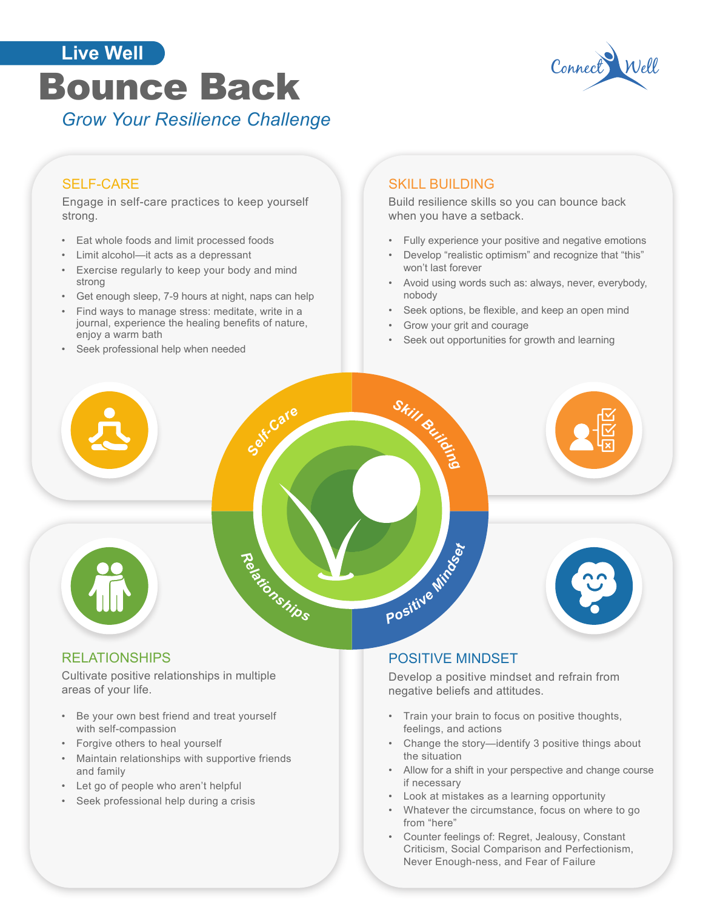Live Well

# Bounce Back

*Grow Your Resilience Challenge*

Connect Well

## SELF-CARE

Engage in self-care practices to keep yourself strong.

- Eat whole foods and limit processed foods
- Limit alcohol—it acts as a depressant
- Exercise regularly to keep your body and mind strong
- Get enough sleep, 7-9 hours at night, naps can help
- Find ways to manage stress: meditate, write in a journal, experience the healing benefits of nature, enjoy a warm bath
- Seek professional help when needed

## SKILL BUILDING

Build resilience skills so you can bounce back when you have a setback.

- Fully experience your positive and negative emotions
- Develop "realistic optimism" and recognize that "this" won't last forever
- Avoid using words such as: always, never, everybody, nobody
- Seek options, be flexible, and keep an open mind
- Grow your grit and courage
- Seek out opportunities for growth and learning

Self-Care · Skill Building · Relationships · Positive Mindset

## RELATIONSHIPS

Cultivate positive relationships in multiple areas of your life.

- Be your own best friend and treat yourself with self-compassion
- Forgive others to heal yourself
- Maintain relationships with supportive friends and family
- Let go of people who aren't helpful
- Seek professional help during a crisis

## POSITIVE MINDSET

Develop a positive mindset and refrain from negative beliefs and attitudes.

- Train your brain to focus on positive thoughts, feelings, and actions
- Change the story—identify 3 positive things about the situation
- Allow for a shift in your perspective and change course if necessary
- Look at mistakes as a learning opportunity
- Whatever the circumstance, focus on where to go from "here"
- Counter feelings of: Regret, Jealousy, Constant Criticism, Social Comparison and Perfectionism, Never Enough-ness, and Fear of Failure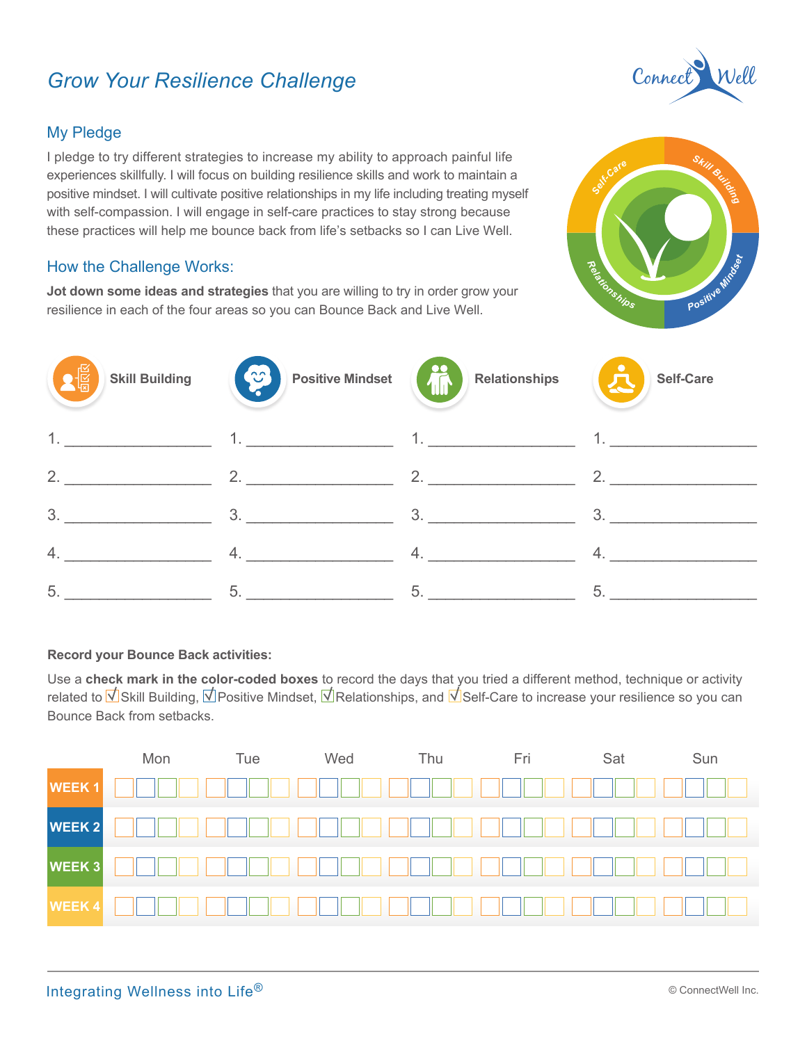# Grow Your Resilience Challenge

## My Pledge

I pledge to try different strategies to increase my ability to approach painful life experiences skillfully. I will focus on building resilience skills and work to maintain a positive mindset. I will cultivate positive relationships in my life including treating myself with self-compassion. I will engage in self-care practices to stay strong because these practices will help me bounce back from life's setbacks so I can Live Well.

## How the Challenge Works:

**Jot down some ideas and strategies** that you are willing to try in order grow your resilience in each of the four areas so you can Bounce Back and Live Well.

| Skill Building | Positive Mindset | Relationships | Self-Care |
|---|---|---|---|
| 1. ________________ | 1. ________________ | 1. ________________ | 1. ________________ |
| 2. ________________ | 2. ________________ | 2. ________________ | 2. ________________ |
| 3. ________________ | 3. ________________ | 3. ________________ | 3. ________________ |
| 4. ________________ | 4. ________________ | 4. ________________ | 4. ________________ |
| 5. ________________ | 5. ________________ | 5. ________________ | 5. ________________ |

**Record your Bounce Back activities:**

Use a **check mark in the color-coded boxes** to record the days that you tried a different method, technique or activity related to ☑Skill Building, ☑Positive Mindset, ☑Relationships, and ☑Self-Care to increase your resilience so you can Bounce Back from setbacks.

| | Mon | Tue | Wed | Thu | Fri | Sat | Sun |
|---|---|---|---|---|---|---|---|
| WEEK 1 | ☐☐☐☐ | ☐☐☐☐ | ☐☐☐☐ | ☐☐☐☐ | ☐☐☐☐ | ☐☐☐☐ | ☐☐☐☐ |
| WEEK 2 | ☐☐☐☐ | ☐☐☐☐ | ☐☐☐☐ | ☐☐☐☐ | ☐☐☐☐ | ☐☐☐☐ | ☐☐☐☐ |
| WEEK 3 | ☐☐☐☐ | ☐☐☐☐ | ☐☐☐☐ | ☐☐☐☐ | ☐☐☐☐ | ☐☐☐☐ | ☐☐☐☐ |
| WEEK 4 | ☐☐☐☐ | ☐☐☐☐ | ☐☐☐☐ | ☐☐☐☐ | ☐☐☐☐ | ☐☐☐☐ | ☐☐☐☐ |

Integrating Wellness into Life®

© ConnectWell Inc.